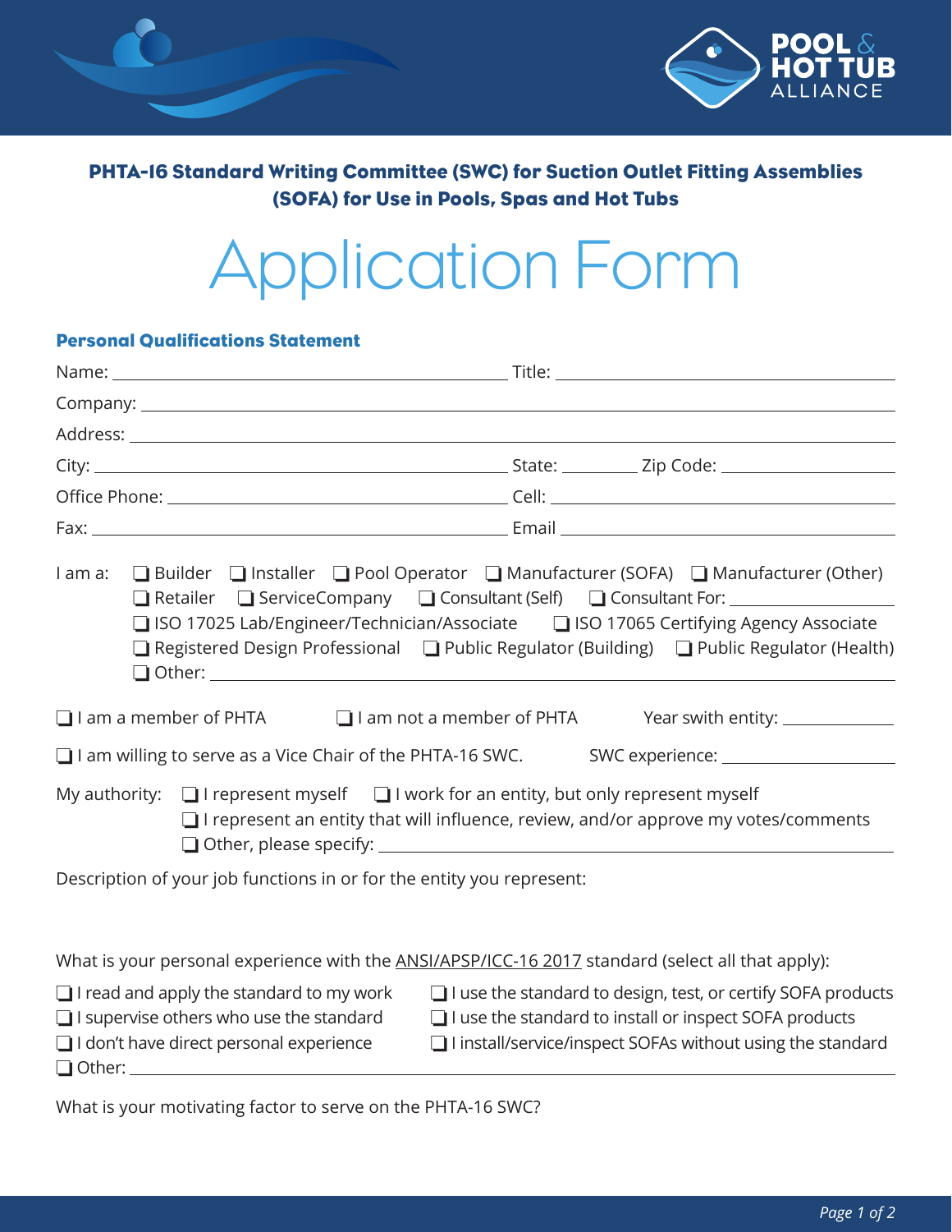POOL & HOT TUB ALLIANCE

## PHTA-16 Standard Writing Committee (SWC) for Suction Outlet Fitting Assemblies (SOFA) for Use in Pools, Spas and Hot Tubs

# Application Form

### Personal Qualifications Statement

Name: ______________________________ Title: ______________________________

Company: ______________________________

Address: ______________________________

City: ______________________________ State: __________ Zip Code: ______________

Office Phone: ______________________________ Cell: ______________________________

Fax: ______________________________ Email ______________________________

I am a: ❑ Builder ❑ Installer ❑ Pool Operator ❑ Manufacturer (SOFA) ❑ Manufacturer (Other)
❑ Retailer ❑ ServiceCompany ❑ Consultant (Self) ❑ Consultant For: ______________
❑ ISO 17025 Lab/Engineer/Technician/Associate ❑ ISO 17065 Certifying Agency Associate
❑ Registered Design Professional ❑ Public Regulator (Building) ❑ Public Regulator (Health)
❑ Other: ______________________________

❑ I am a member of PHTA ❑ I am not a member of PHTA Year swith entity: ______________

❑ I am willing to serve as a Vice Chair of the PHTA-16 SWC. SWC experience: ______________

My authority: ❑ I represent myself ❑ I work for an entity, but only represent myself
❑ I represent an entity that will influence, review, and/or approve my votes/comments
❑ Other, please specify: ______________________________

Description of your job functions in or for the entity you represent:

What is your personal experience with the ANSI/APSP/ICC-16 2017 standard (select all that apply):

❑ I read and apply the standard to my work
❑ I use the standard to design, test, or certify SOFA products
❑ I supervise others who use the standard
❑ I use the standard to install or inspect SOFA products
❑ I don't have direct personal experience
❑ I install/service/inspect SOFAs without using the standard
❑ Other: ______________________________

What is your motivating factor to serve on the PHTA-16 SWC?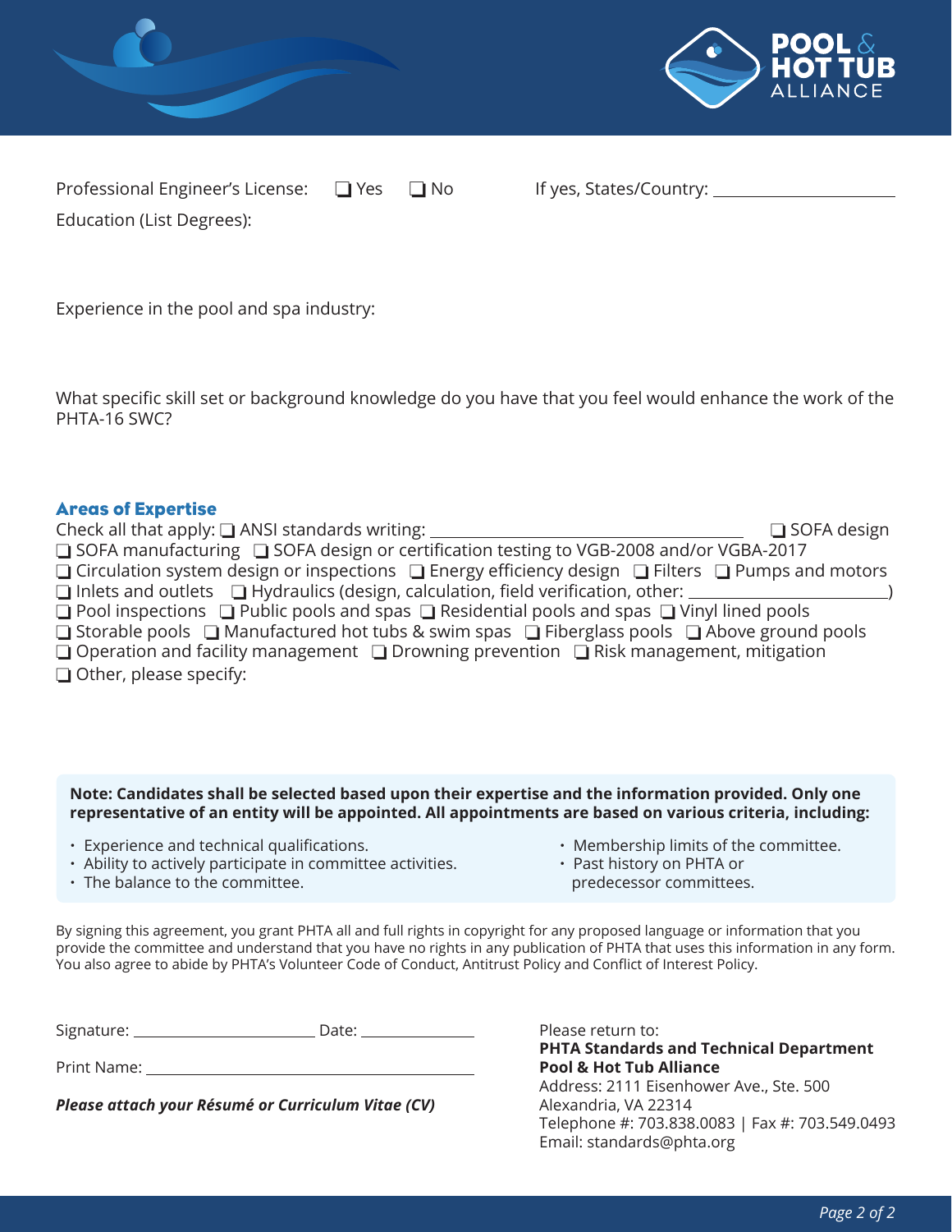Professional Engineer's License: ❑ Yes ❑ No If yes, States/Country: ____________________

Education (List Degrees):

Experience in the pool and spa industry:

What specific skill set or background knowledge do you have that you feel would enhance the work of the PHTA-16 SWC?

### Areas of Expertise

Check all that apply: ❑ ANSI standards writing: ______________________________ ❑ SOFA design
❑ SOFA manufacturing ❑ SOFA design or certification testing to VGB-2008 and/or VGBA-2017
❑ Circulation system design or inspections ❑ Energy efficiency design ❑ Filters ❑ Pumps and motors
❑ Inlets and outlets ❑ Hydraulics (design, calculation, field verification, other: ____________________)
❑ Pool inspections ❑ Public pools and spas ❑ Residential pools and spas ❑ Vinyl lined pools
❑ Storable pools ❑ Manufactured hot tubs & swim spas ❑ Fiberglass pools ❑ Above ground pools
❑ Operation and facility management ❑ Drowning prevention ❑ Risk management, mitigation
❑ Other, please specify:

**Note: Candidates shall be selected based upon their expertise and the information provided. Only one representative of an entity will be appointed. All appointments are based on various criteria, including:**

- Experience and technical qualifications.
- Ability to actively participate in committee activities.
- The balance to the committee.
- Membership limits of the committee.
- Past history on PHTA or predecessor committees.

By signing this agreement, you grant PHTA all and full rights in copyright for any proposed language or information that you provide the committee and understand that you have no rights in any publication of PHTA that uses this information in any form. You also agree to abide by PHTA's Volunteer Code of Conduct, Antitrust Policy and Conflict of Interest Policy.

Signature: ______________________ Date: ______________

Print Name: ______________________________________

***Please attach your Résumé or Curriculum Vitae (CV)***

Please return to:
**PHTA Standards and Technical Department**
**Pool & Hot Tub Alliance**
Address: 2111 Eisenhower Ave., Ste. 500
Alexandria, VA 22314
Telephone #: 703.838.0083 | Fax #: 703.549.0493
Email: standards@phta.org